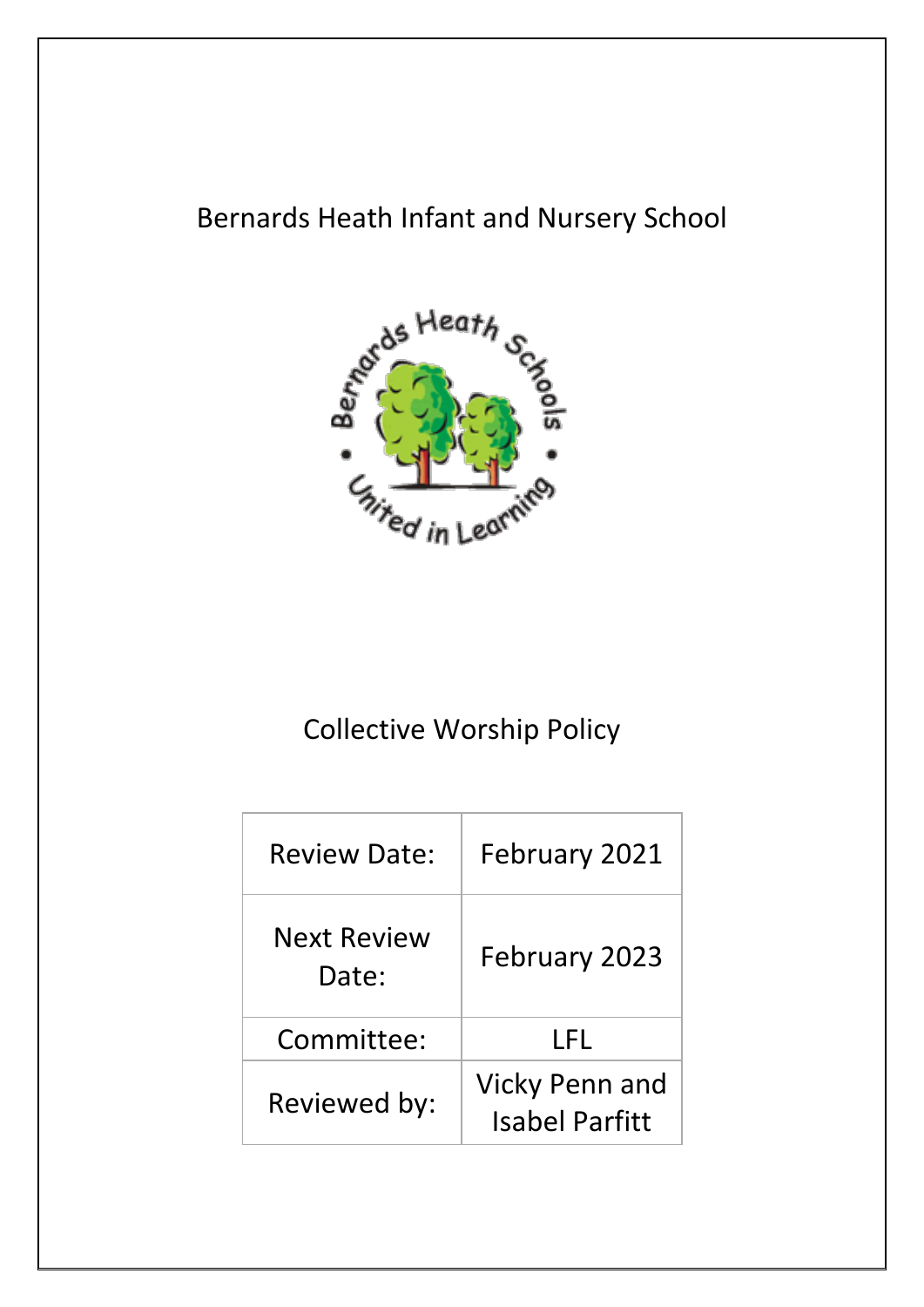# Bernards Heath Infant and Nursery School

# Collective Worship Policy

| Review Date: | February 2021 |
| --- | --- |
| Next Review Date: | February 2023 |
| Committee: | LFL |
| Reviewed by: | Vicky Penn and Isabel Parfitt |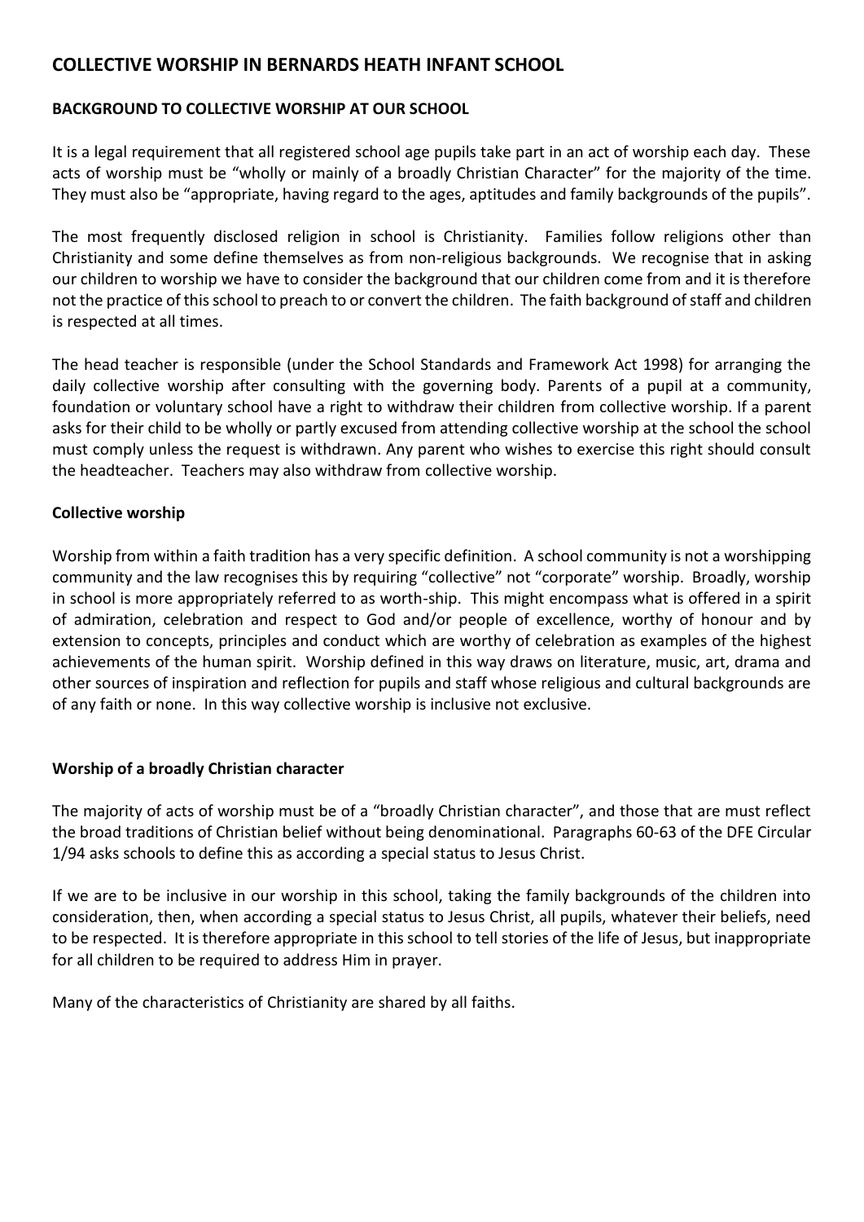## COLLECTIVE WORSHIP IN BERNARDS HEATH INFANT SCHOOL

### BACKGROUND TO COLLECTIVE WORSHIP AT OUR SCHOOL

It is a legal requirement that all registered school age pupils take part in an act of worship each day. These acts of worship must be "wholly or mainly of a broadly Christian Character" for the majority of the time. They must also be "appropriate, having regard to the ages, aptitudes and family backgrounds of the pupils".

The most frequently disclosed religion in school is Christianity. Families follow religions other than Christianity and some define themselves as from non-religious backgrounds. We recognise that in asking our children to worship we have to consider the background that our children come from and it is therefore not the practice of this school to preach to or convert the children. The faith background of staff and children is respected at all times.

The head teacher is responsible (under the School Standards and Framework Act 1998) for arranging the daily collective worship after consulting with the governing body. Parents of a pupil at a community, foundation or voluntary school have a right to withdraw their children from collective worship. If a parent asks for their child to be wholly or partly excused from attending collective worship at the school the school must comply unless the request is withdrawn. Any parent who wishes to exercise this right should consult the headteacher. Teachers may also withdraw from collective worship.

### Collective worship

Worship from within a faith tradition has a very specific definition. A school community is not a worshipping community and the law recognises this by requiring "collective" not "corporate" worship. Broadly, worship in school is more appropriately referred to as worth-ship. This might encompass what is offered in a spirit of admiration, celebration and respect to God and/or people of excellence, worthy of honour and by extension to concepts, principles and conduct which are worthy of celebration as examples of the highest achievements of the human spirit. Worship defined in this way draws on literature, music, art, drama and other sources of inspiration and reflection for pupils and staff whose religious and cultural backgrounds are of any faith or none. In this way collective worship is inclusive not exclusive.

### Worship of a broadly Christian character

The majority of acts of worship must be of a "broadly Christian character", and those that are must reflect the broad traditions of Christian belief without being denominational. Paragraphs 60-63 of the DFE Circular 1/94 asks schools to define this as according a special status to Jesus Christ.

If we are to be inclusive in our worship in this school, taking the family backgrounds of the children into consideration, then, when according a special status to Jesus Christ, all pupils, whatever their beliefs, need to be respected. It is therefore appropriate in this school to tell stories of the life of Jesus, but inappropriate for all children to be required to address Him in prayer.

Many of the characteristics of Christianity are shared by all faiths.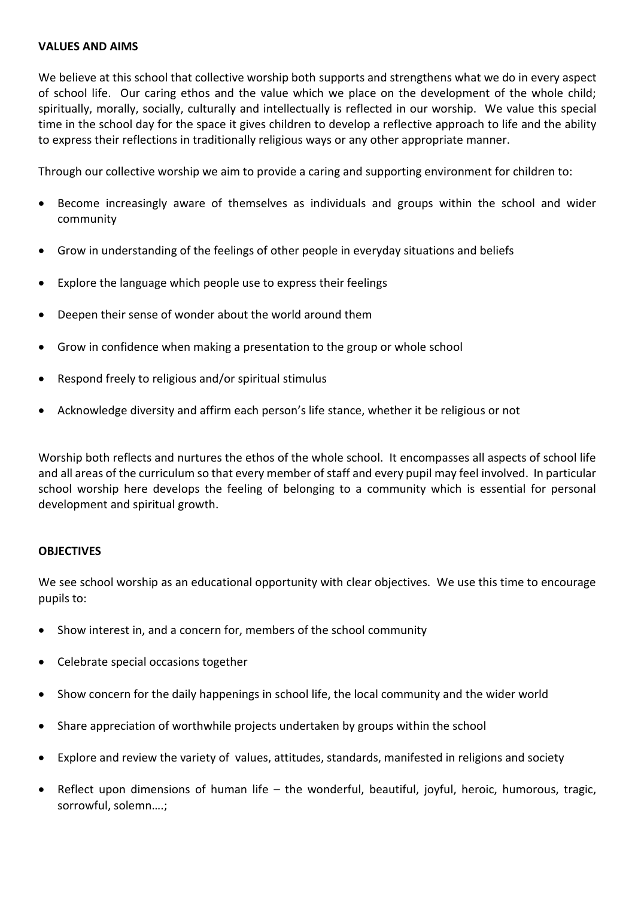## VALUES AND AIMS

We believe at this school that collective worship both supports and strengthens what we do in every aspect of school life. Our caring ethos and the value which we place on the development of the whole child; spiritually, morally, socially, culturally and intellectually is reflected in our worship. We value this special time in the school day for the space it gives children to develop a reflective approach to life and the ability to express their reflections in traditionally religious ways or any other appropriate manner.

Through our collective worship we aim to provide a caring and supporting environment for children to:

- Become increasingly aware of themselves as individuals and groups within the school and wider community
- Grow in understanding of the feelings of other people in everyday situations and beliefs
- Explore the language which people use to express their feelings
- Deepen their sense of wonder about the world around them
- Grow in confidence when making a presentation to the group or whole school
- Respond freely to religious and/or spiritual stimulus
- Acknowledge diversity and affirm each person's life stance, whether it be religious or not

Worship both reflects and nurtures the ethos of the whole school. It encompasses all aspects of school life and all areas of the curriculum so that every member of staff and every pupil may feel involved. In particular school worship here develops the feeling of belonging to a community which is essential for personal development and spiritual growth.

## OBJECTIVES

We see school worship as an educational opportunity with clear objectives. We use this time to encourage pupils to:

- Show interest in, and a concern for, members of the school community
- Celebrate special occasions together
- Show concern for the daily happenings in school life, the local community and the wider world
- Share appreciation of worthwhile projects undertaken by groups within the school
- Explore and review the variety of values, attitudes, standards, manifested in religions and society
- Reflect upon dimensions of human life – the wonderful, beautiful, joyful, heroic, humorous, tragic, sorrowful, solemn….;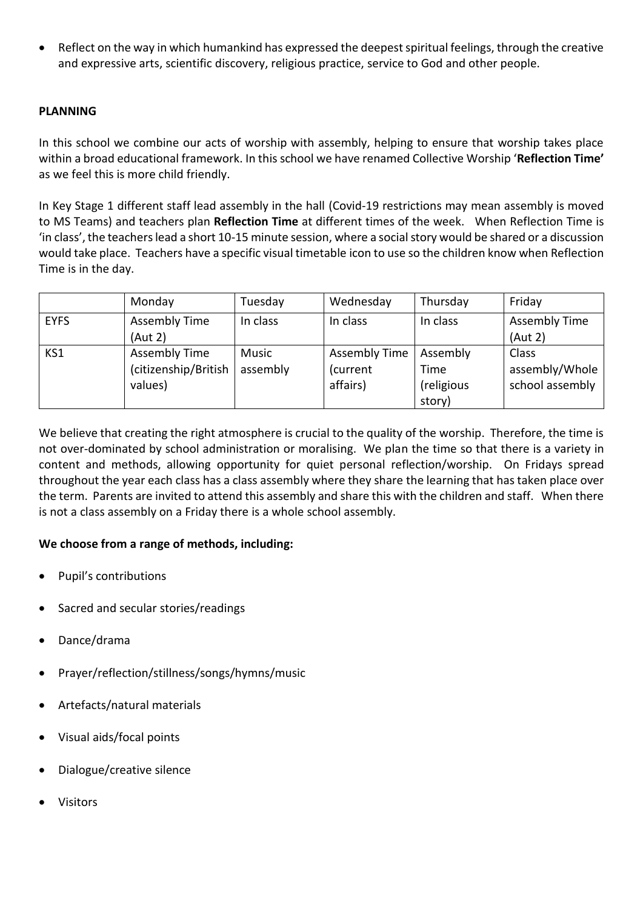- Reflect on the way in which humankind has expressed the deepest spiritual feelings, through the creative and expressive arts, scientific discovery, religious practice, service to God and other people.

**PLANNING**

In this school we combine our acts of worship with assembly, helping to ensure that worship takes place within a broad educational framework. In this school we have renamed Collective Worship '**Reflection Time'** as we feel this is more child friendly.

In Key Stage 1 different staff lead assembly in the hall (Covid-19 restrictions may mean assembly is moved to MS Teams) and teachers plan **Reflection Time** at different times of the week. When Reflection Time is 'in class', the teachers lead a short 10-15 minute session, where a social story would be shared or a discussion would take place. Teachers have a specific visual timetable icon to use so the children know when Reflection Time is in the day.

| | Monday | Tuesday | Wednesday | Thursday | Friday |
|---|---|---|---|---|---|
| EYFS | Assembly Time (Aut 2) | In class | In class | In class | Assembly Time (Aut 2) |
| KS1 | Assembly Time (citizenship/British values) | Music assembly | Assembly Time (current affairs) | Assembly Time (religious story) | Class assembly/Whole school assembly |

We believe that creating the right atmosphere is crucial to the quality of the worship. Therefore, the time is not over-dominated by school administration or moralising. We plan the time so that there is a variety in content and methods, allowing opportunity for quiet personal reflection/worship. On Fridays spread throughout the year each class has a class assembly where they share the learning that has taken place over the term. Parents are invited to attend this assembly and share this with the children and staff. When there is not a class assembly on a Friday there is a whole school assembly.

**We choose from a range of methods, including:**

- Pupil's contributions
- Sacred and secular stories/readings
- Dance/drama
- Prayer/reflection/stillness/songs/hymns/music
- Artefacts/natural materials
- Visual aids/focal points
- Dialogue/creative silence
- Visitors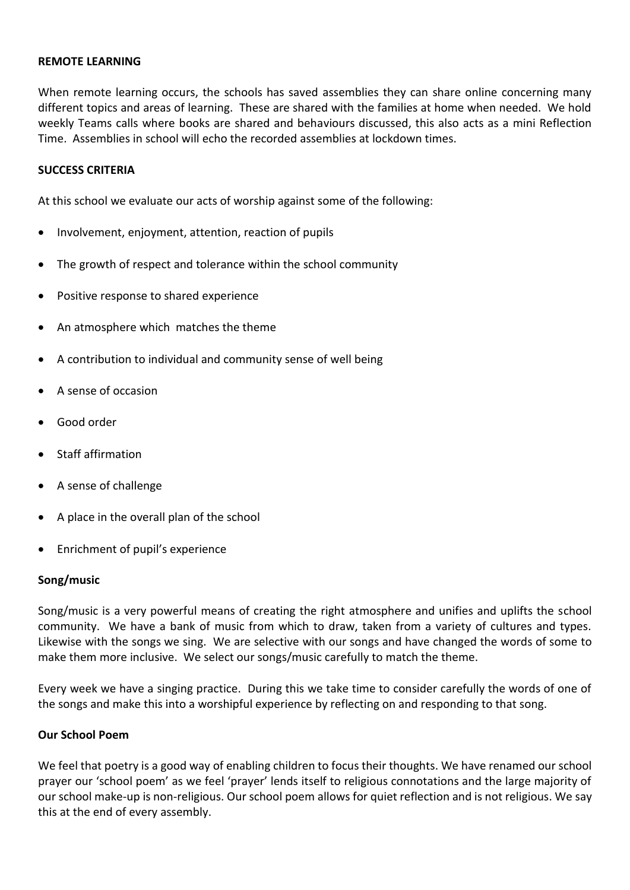## REMOTE LEARNING

When remote learning occurs, the schools has saved assemblies they can share online concerning many different topics and areas of learning. These are shared with the families at home when needed. We hold weekly Teams calls where books are shared and behaviours discussed, this also acts as a mini Reflection Time. Assemblies in school will echo the recorded assemblies at lockdown times.

## SUCCESS CRITERIA

At this school we evaluate our acts of worship against some of the following:

- Involvement, enjoyment, attention, reaction of pupils
- The growth of respect and tolerance within the school community
- Positive response to shared experience
- An atmosphere which matches the theme
- A contribution to individual and community sense of well being
- A sense of occasion
- Good order
- Staff affirmation
- A sense of challenge
- A place in the overall plan of the school
- Enrichment of pupil's experience

### Song/music

Song/music is a very powerful means of creating the right atmosphere and unifies and uplifts the school community. We have a bank of music from which to draw, taken from a variety of cultures and types. Likewise with the songs we sing. We are selective with our songs and have changed the words of some to make them more inclusive. We select our songs/music carefully to match the theme.

Every week we have a singing practice. During this we take time to consider carefully the words of one of the songs and make this into a worshipful experience by reflecting on and responding to that song.

### Our School Poem

We feel that poetry is a good way of enabling children to focus their thoughts. We have renamed our school prayer our 'school poem' as we feel 'prayer' lends itself to religious connotations and the large majority of our school make-up is non-religious. Our school poem allows for quiet reflection and is not religious. We say this at the end of every assembly.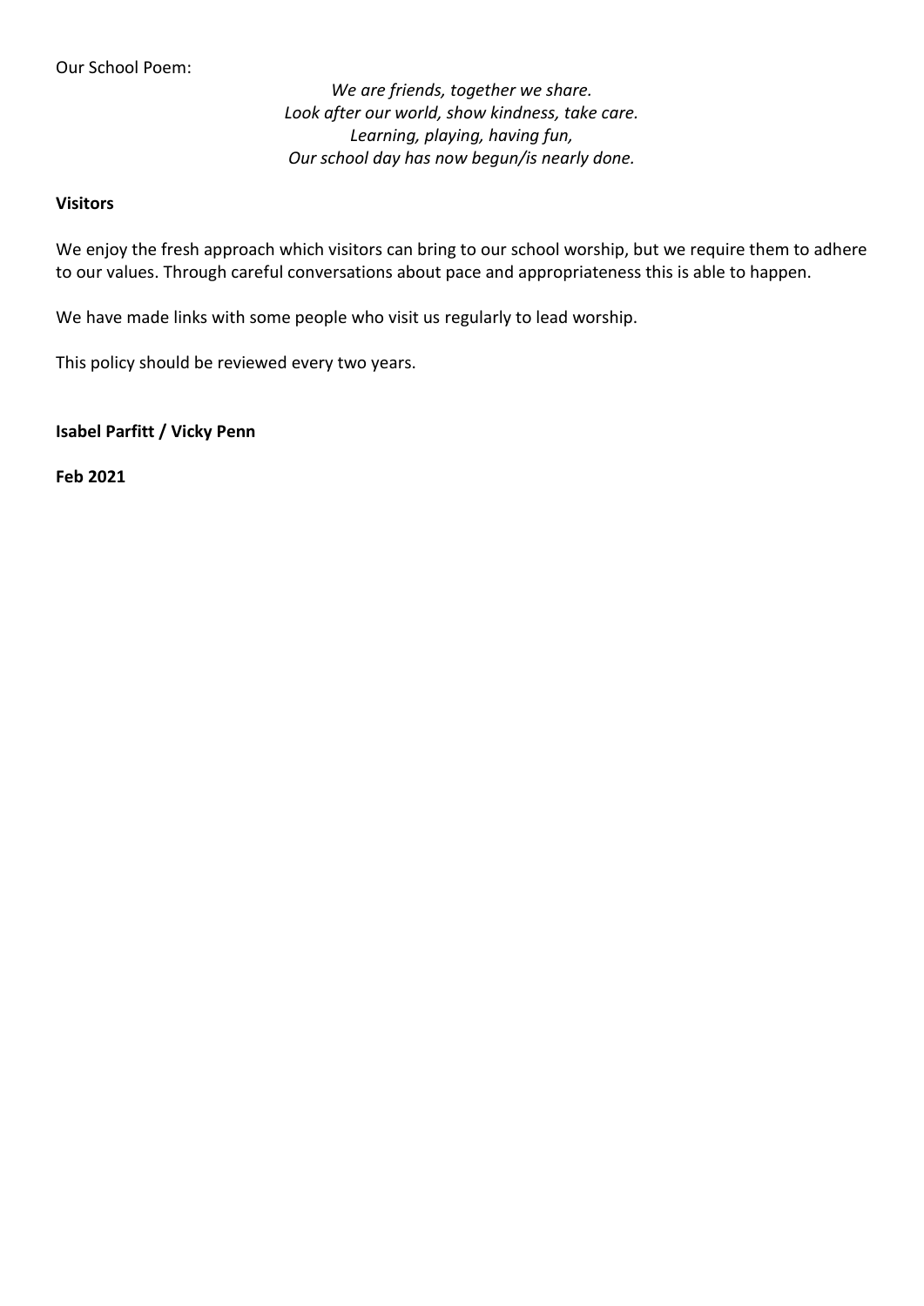Our School Poem:

*We are friends, together we share.*
*Look after our world, show kindness, take care.*
*Learning, playing, having fun,*
*Our school day has now begun/is nearly done.*

**Visitors**

We enjoy the fresh approach which visitors can bring to our school worship, but we require them to adhere to our values. Through careful conversations about pace and appropriateness this is able to happen.

We have made links with some people who visit us regularly to lead worship.

This policy should be reviewed every two years.

**Isabel Parfitt / Vicky Penn**

**Feb 2021**